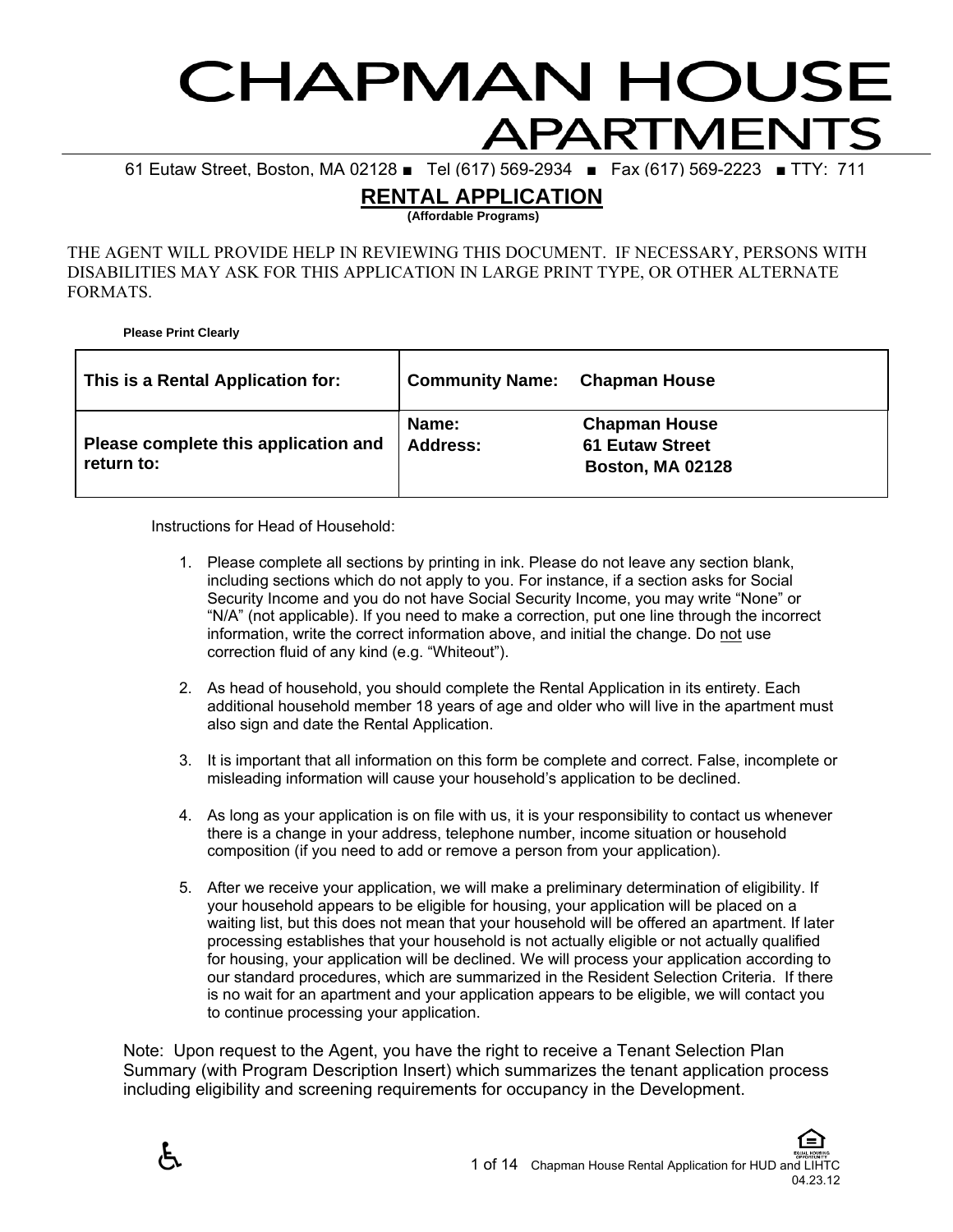# CHAPMAN HOUSE APARTMENTS

61 Eutaw Street, Boston, MA 02128 ■ Tel (617) 569-2934 ■ Fax (617) 569-2223 ■ TTY: 711

## RENTAL APPLICATION

**(Affordable Programs)**

THE AGENT WILL PROVIDE HELP IN REVIEWING THIS DOCUMENT. IF NECESSARY, PERSONS WITH DISABILITIES MAY ASK FOR THIS APPLICATION IN LARGE PRINT TYPE, OR OTHER ALTERNATE FORMATS.

**Please Print Clearly**

| **This is a Rental Application for:** | **Community Name: Chapman House** |
| --- | --- |
| **Please complete this application and return to:** | **Name: Chapman House**<br>**Address: 61 Eutaw Street Boston, MA 02128** |

Instructions for Head of Household:

1. Please complete all sections by printing in ink. Please do not leave any section blank, including sections which do not apply to you. For instance, if a section asks for Social Security Income and you do not have Social Security Income, you may write "None" or "N/A" (not applicable). If you need to make a correction, put one line through the incorrect information, write the correct information above, and initial the change. Do not use correction fluid of any kind (e.g. "Whiteout").

2. As head of household, you should complete the Rental Application in its entirety. Each additional household member 18 years of age and older who will live in the apartment must also sign and date the Rental Application.

3. It is important that all information on this form be complete and correct. False, incomplete or misleading information will cause your household's application to be declined.

4. As long as your application is on file with us, it is your responsibility to contact us whenever there is a change in your address, telephone number, income situation or household composition (if you need to add or remove a person from your application).

5. After we receive your application, we will make a preliminary determination of eligibility. If your household appears to be eligible for housing, your application will be placed on a waiting list, but this does not mean that your household will be offered an apartment. If later processing establishes that your household is not actually eligible or not actually qualified for housing, your application will be declined. We will process your application according to our standard procedures, which are summarized in the Resident Selection Criteria. If there is no wait for an apartment and your application appears to be eligible, we will contact you to continue processing your application.

Note: Upon request to the Agent, you have the right to receive a Tenant Selection Plan Summary (with Program Description Insert) which summarizes the tenant application process including eligibility and screening requirements for occupancy in the Development.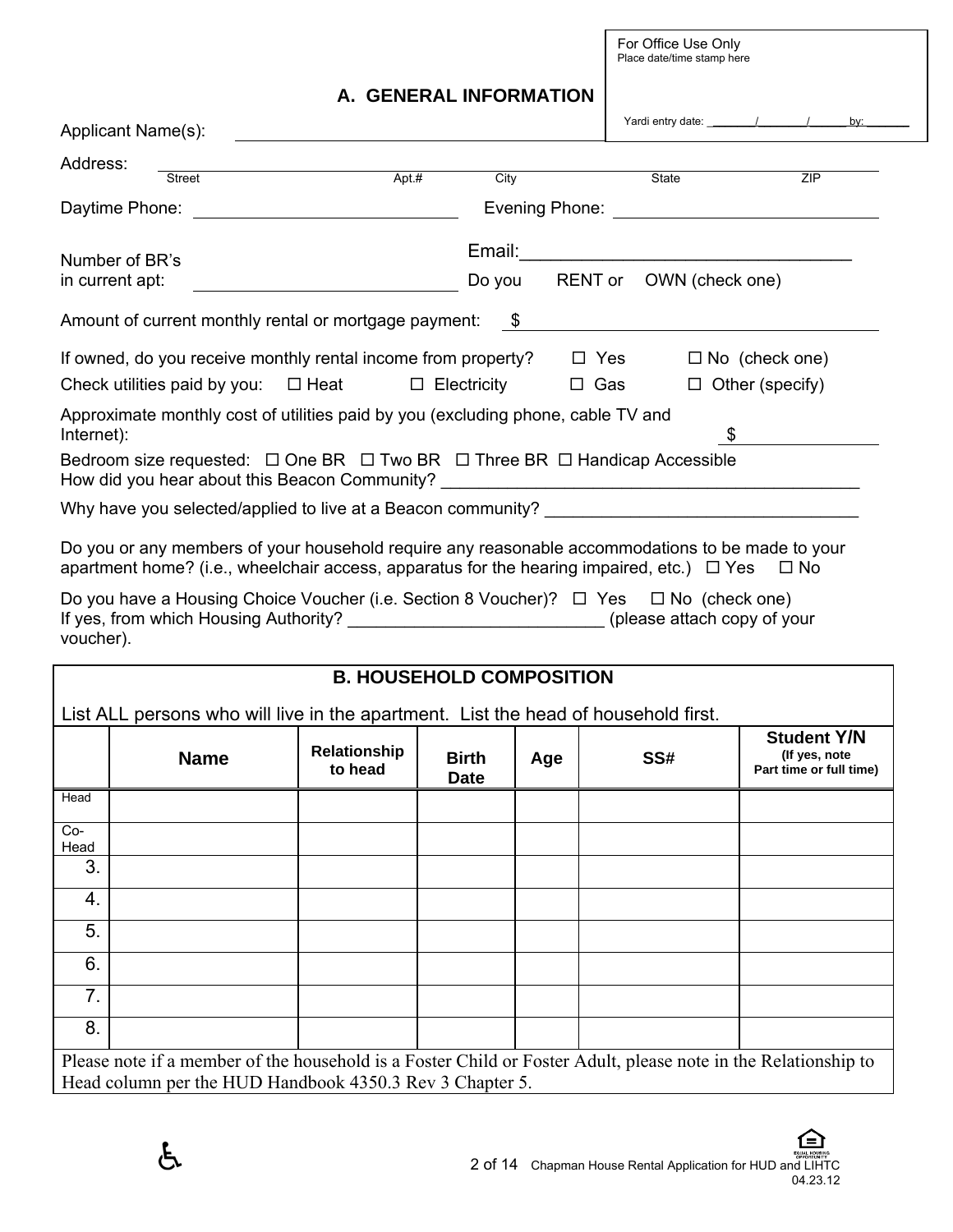For Office Use Only
Place date/time stamp here

Yardi entry date: _______/_______/_______ by: _______

## A. GENERAL INFORMATION

Applicant Name(s): ______________________________________________

Address: ____________________________________________________________________
Street / Apt.# / City / State / ZIP

Daytime Phone: ___________________________ Evening Phone: ___________________________

Number of BR's in current apt: ___________________________

Email: ___________________________________

Do you RENT or OWN (check one)

Amount of current monthly rental or mortgage payment: $ ___________________________

If owned, do you receive monthly rental income from property? ☐ Yes ☐ No (check one)

Check utilities paid by you: ☐ Heat ☐ Electricity ☐ Gas ☐ Other (specify)

Approximate monthly cost of utilities paid by you (excluding phone, cable TV and Internet): $ _______________

Bedroom size requested: ☐ One BR ☐ Two BR ☐ Three BR ☐ Handicap Accessible

How did you hear about this Beacon Community? ___________________________________________

Why have you selected/applied to live at a Beacon community? _________________________________

Do you or any members of your household require any reasonable accommodations to be made to your apartment home? (i.e., wheelchair access, apparatus for the hearing impaired, etc.) ☐ Yes ☐ No

Do you have a Housing Choice Voucher (i.e. Section 8 Voucher)? ☐ Yes ☐ No (check one)
If yes, from which Housing Authority? __________________________ (please attach copy of your voucher).

## B. HOUSEHOLD COMPOSITION

List ALL persons who will live in the apartment. List the head of household first.

| | Name | Relationship to head | Birth Date | Age | SS# | Student Y/N (If yes, note Part time or full time) |
|---|---|---|---|---|---|---|
| Head | | | | | | |
| Co-Head | | | | | | |
| 3. | | | | | | |
| 4. | | | | | | |
| 5. | | | | | | |
| 6. | | | | | | |
| 7. | | | | | | |
| 8. | | | | | | |

Please note if a member of the household is a Foster Child or Foster Adult, please note in the Relationship to Head column per the HUD Handbook 4350.3 Rev 3 Chapter 5.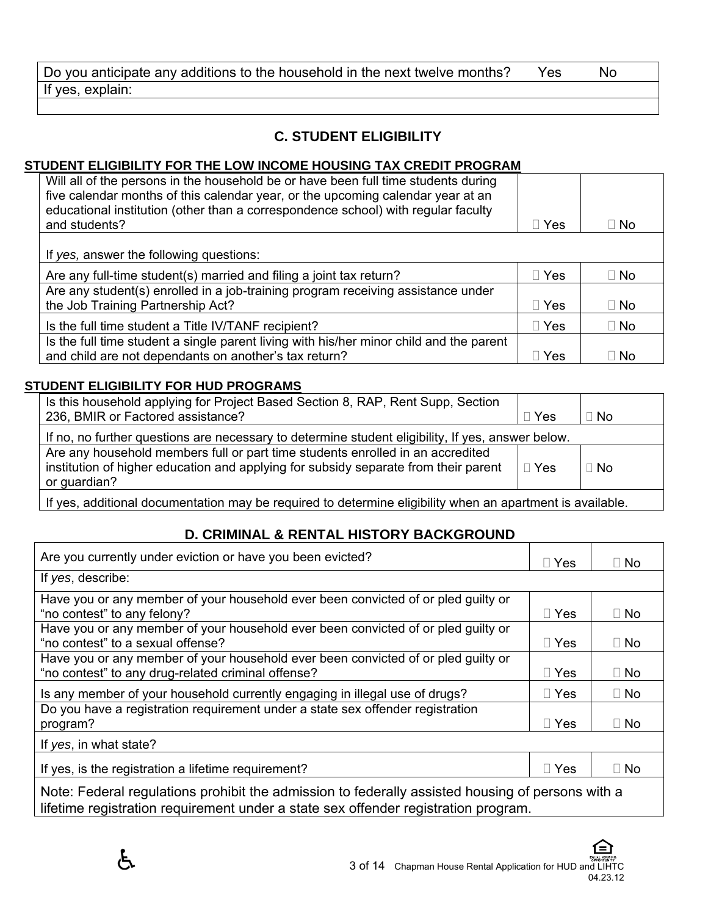| Do you anticipate any additions to the household in the next twelve months? | Yes | No |
|---|---|---|
| If yes, explain: | | |
| | | |

## C. STUDENT ELIGIBILITY

**STUDENT ELIGIBILITY FOR THE LOW INCOME HOUSING TAX CREDIT PROGRAM**

| Will all of the persons in the household be or have been full time students during five calendar months of this calendar year, or the upcoming calendar year at an educational institution (other than a correspondence school) with regular faculty and students? | ☐ Yes | ☐ No |
|---|---|---|
| If *yes,* answer the following questions: | | |
| Are any full-time student(s) married and filing a joint tax return? | ☐ Yes | ☐ No |
| Are any student(s) enrolled in a job-training program receiving assistance under the Job Training Partnership Act? | ☐ Yes | ☐ No |
| Is the full time student a Title IV/TANF recipient? | ☐ Yes | ☐ No |
| Is the full time student a single parent living with his/her minor child and the parent and child are not dependants on another's tax return? | ☐ Yes | ☐ No |

**STUDENT ELIGIBILITY FOR HUD PROGRAMS**

| Is this household applying for Project Based Section 8, RAP, Rent Supp, Section 236, BMIR or Factored assistance? | ☐ Yes | ☐ No |
|---|---|---|
| If no, no further questions are necessary to determine student eligibility, If yes, answer below. | | |
| Are any household members full or part time students enrolled in an accredited institution of higher education and applying for subsidy separate from their parent or guardian? | ☐ Yes | ☐ No |
| If yes, additional documentation may be required to determine eligibility when an apartment is available. | | |

## D. CRIMINAL & RENTAL HISTORY BACKGROUND

| Are you currently under eviction or have you been evicted? | ☐ Yes | ☐ No |
|---|---|---|
| If *yes*, describe: | | |
| Have you or any member of your household ever been convicted of or pled guilty or "no contest" to any felony? | ☐ Yes | ☐ No |
| Have you or any member of your household ever been convicted of or pled guilty or "no contest" to a sexual offense? | ☐ Yes | ☐ No |
| Have you or any member of your household ever been convicted of or pled guilty or "no contest" to any drug-related criminal offense? | ☐ Yes | ☐ No |
| Is any member of your household currently engaging in illegal use of drugs? | ☐ Yes | ☐ No |
| Do you have a registration requirement under a state sex offender registration program? | ☐ Yes | ☐ No |
| If *yes*, in what state? | | |
| If yes, is the registration a lifetime requirement? | ☐ Yes | ☐ No |
| Note: Federal regulations prohibit the admission to federally assisted housing of persons with a lifetime registration requirement under a state sex offender registration program. | | |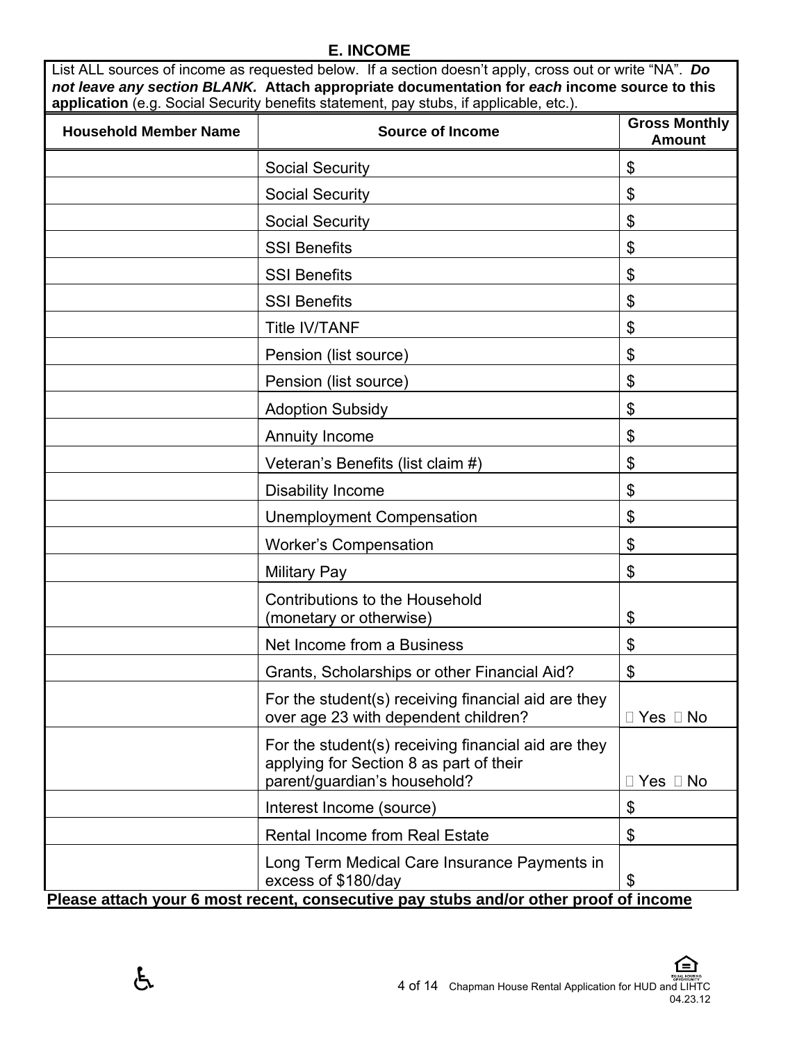## E. INCOME

List ALL sources of income as requested below. If a section doesn't apply, cross out or write "NA". ***Do not leave any section BLANK.*** **Attach appropriate documentation for *each* income source to this application** (e.g. Social Security benefits statement, pay stubs, if applicable, etc.).

| Household Member Name | Source of Income | Gross Monthly Amount |
|---|---|---|
| | Social Security | $ |
| | Social Security | $ |
| | Social Security | $ |
| | SSI Benefits | $ |
| | SSI Benefits | $ |
| | SSI Benefits | $ |
| | Title IV/TANF | $ |
| | Pension (list source) | $ |
| | Pension (list source) | $ |
| | Adoption Subsidy | $ |
| | Annuity Income | $ |
| | Veteran's Benefits (list claim #) | $ |
| | Disability Income | $ |
| | Unemployment Compensation | $ |
| | Worker's Compensation | $ |
| | Military Pay | $ |
| | Contributions to the Household (monetary or otherwise) | $ |
| | Net Income from a Business | $ |
| | Grants, Scholarships or other Financial Aid? | $ |
| | For the student(s) receiving financial aid are they over age 23 with dependent children? | ☐ Yes ☐ No |
| | For the student(s) receiving financial aid are they applying for Section 8 as part of their parent/guardian's household? | ☐ Yes ☐ No |
| | Interest Income (source) | $ |
| | Rental Income from Real Estate | $ |
| | Long Term Medical Care Insurance Payments in excess of $180/day | $ |

**Please attach your 6 most recent, consecutive pay stubs and/or other proof of income**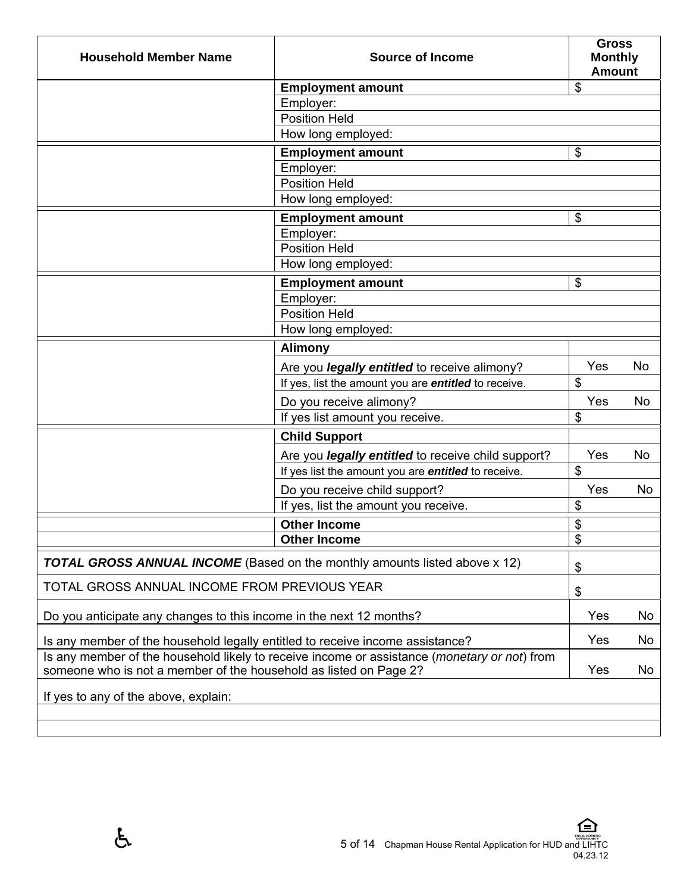| Household Member Name | Source of Income | Gross Monthly Amount |
|---|---|---|
| | **Employment amount** | $ |
| | Employer: | |
| | Position Held | |
| | How long employed: | |
| | **Employment amount** | $ |
| | Employer: | |
| | Position Held | |
| | How long employed: | |
| | **Employment amount** | $ |
| | Employer: | |
| | Position Held | |
| | How long employed: | |
| | **Employment amount** | $ |
| | Employer: | |
| | Position Held | |
| | How long employed: | |
| | **Alimony** | |
| | Are you ***legally entitled*** to receive alimony? | Yes No |
| | If yes, list the amount you are ***entitled*** to receive. | $ |
| | Do you receive alimony? | Yes No |
| | If yes list amount you receive. | $ |
| | **Child Support** | |
| | Are you ***legally entitled*** to receive child support? | Yes No |
| | If yes list the amount you are ***entitled*** to receive. | $ |
| | Do you receive child support? | Yes No |
| | If yes, list the amount you receive. | $ |
| | **Other Income** | $ |
| | **Other Income** | $ |

| | |
|---|---|
| ***TOTAL GROSS ANNUAL INCOME*** (Based on the monthly amounts listed above x 12) | $ |
| TOTAL GROSS ANNUAL INCOME FROM PREVIOUS YEAR | $ |
| Do you anticipate any changes to this income in the next 12 months? | Yes No |
| Is any member of the household legally entitled to receive income assistance? | Yes No |
| Is any member of the household likely to receive income or assistance (*monetary or not*) from someone who is not a member of the household as listed on Page 2? | Yes No |

If yes to any of the above, explain: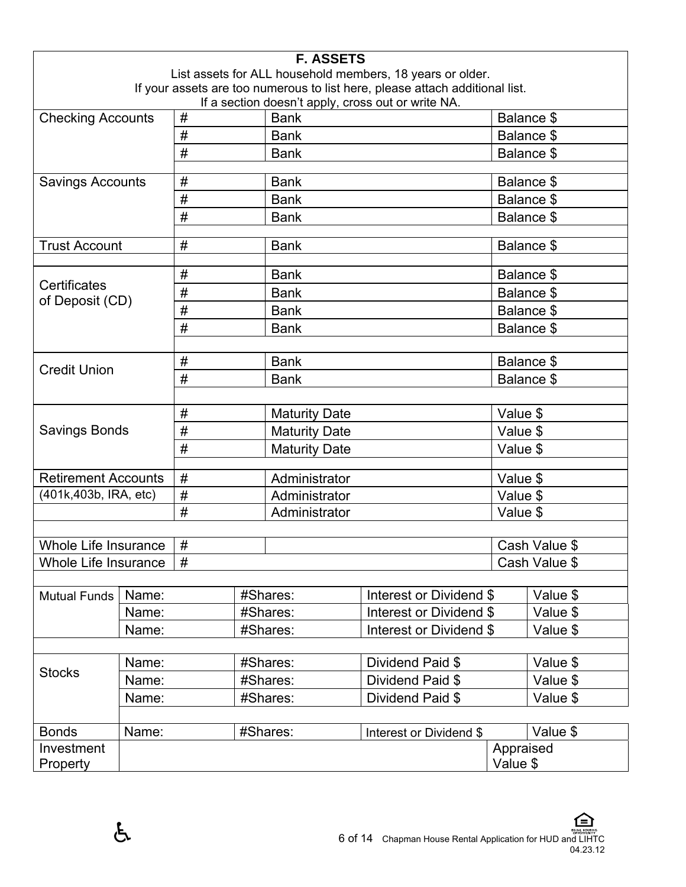## F. ASSETS

List assets for ALL household members, 18 years or older.
If your assets are too numerous to list here, please attach additional list.
If a section doesn't apply, cross out or write NA.

| | | | |
|---|---|---|---|
| Checking Accounts | # | Bank | Balance $ |
| | # | Bank | Balance $ |
| | # | Bank | Balance $ |
| Savings Accounts | # | Bank | Balance $ |
| | # | Bank | Balance $ |
| | # | Bank | Balance $ |
| Trust Account | # | Bank | Balance $ |
| Certificates of Deposit (CD) | # | Bank | Balance $ |
| | # | Bank | Balance $ |
| | # | Bank | Balance $ |
| | # | Bank | Balance $ |
| Credit Union | # | Bank | Balance $ |
| | # | Bank | Balance $ |
| Savings Bonds | # | Maturity Date | Value $ |
| | # | Maturity Date | Value $ |
| | # | Maturity Date | Value $ |
| Retirement Accounts (401k,403b, IRA, etc) | # | Administrator | Value $ |
| | # | Administrator | Value $ |
| | # | Administrator | Value $ |
| Whole Life Insurance | # | | Cash Value $ |
| Whole Life Insurance | # | | Cash Value $ |

| | | | | |
|---|---|---|---|---|
| Mutual Funds | Name: | #Shares: | Interest or Dividend $ | Value $ |
| | Name: | #Shares: | Interest or Dividend $ | Value $ |
| | Name: | #Shares: | Interest or Dividend $ | Value $ |
| Stocks | Name: | #Shares: | Dividend Paid $ | Value $ |
| | Name: | #Shares: | Dividend Paid $ | Value $ |
| | Name: | #Shares: | Dividend Paid $ | Value $ |
| Bonds | Name: | #Shares: | Interest or Dividend $ | Value $ |
| Investment Property | | | | Appraised Value $ |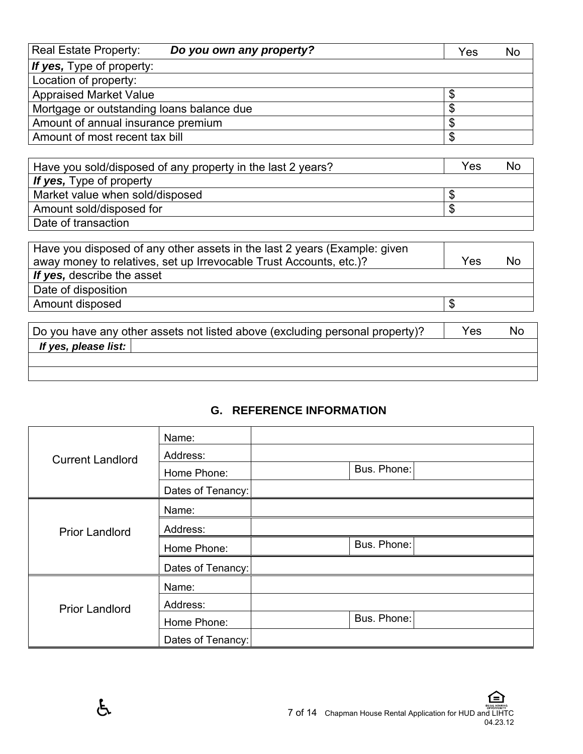| Real Estate Property: ***Do you own any property?*** | Yes No |
|---|---|
| ***If yes,*** Type of property: | |
| Location of property: | |
| Appraised Market Value | $ |
| Mortgage or outstanding loans balance due | $ |
| Amount of annual insurance premium | $ |
| Amount of most recent tax bill | $ |

| Have you sold/disposed of any property in the last 2 years? | Yes No |
|---|---|
| ***If yes,*** Type of property | |
| Market value when sold/disposed | $ |
| Amount sold/disposed for | $ |
| Date of transaction | |

| Have you disposed of any other assets in the last 2 years (Example: given away money to relatives, set up Irrevocable Trust Accounts, etc.)? | Yes No |
|---|---|
| ***If yes,*** describe the asset | |
| Date of disposition | |
| Amount disposed | $ |

| Do you have any other assets not listed above (excluding personal property)? | Yes No |
|---|---|
| ***If yes, please list:*** | |
| | |
| | |

## G. REFERENCE INFORMATION

| | | | | |
|---|---|---|---|---|
| Current Landlord | Name: | | | |
| | Address: | | | |
| | Home Phone: | | Bus. Phone: | |
| | Dates of Tenancy: | | | |
| Prior Landlord | Name: | | | |
| | Address: | | | |
| | Home Phone: | | Bus. Phone: | |
| | Dates of Tenancy: | | | |
| Prior Landlord | Name: | | | |
| | Address: | | | |
| | Home Phone: | | Bus. Phone: | |
| | Dates of Tenancy: | | | |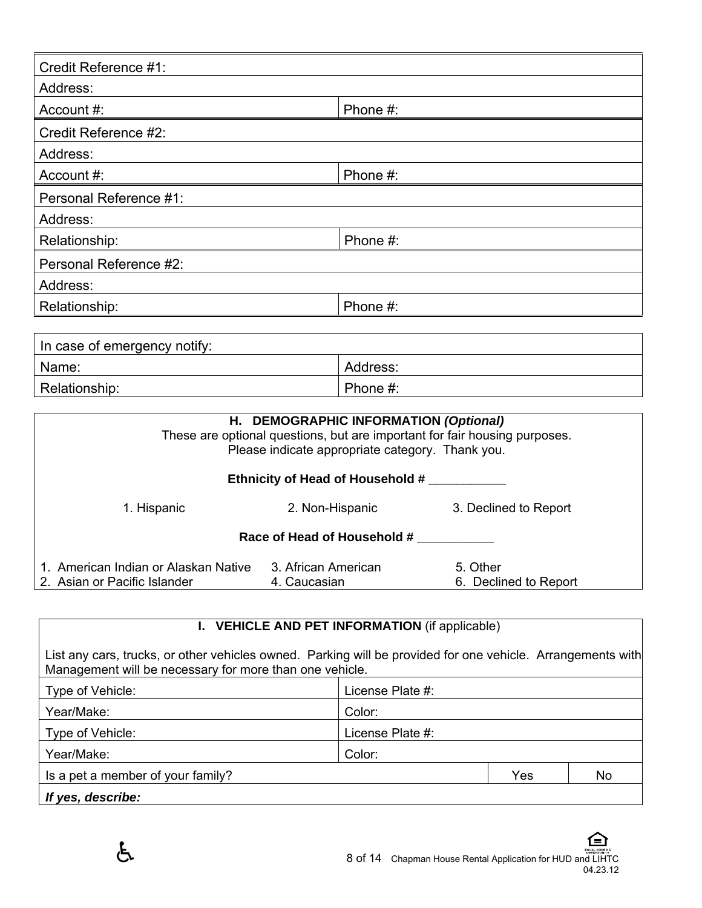| Credit Reference #1: | |
|---|---|
| Address: | |
| Account #: | Phone #: |
| Credit Reference #2: | |
| Address: | |
| Account #: | Phone #: |
| Personal Reference #1: | |
| Address: | |
| Relationship: | Phone #: |
| Personal Reference #2: | |
| Address: | |
| Relationship: | Phone #: |

| In case of emergency notify: | |
|---|---|
| Name: | Address: |
| Relationship: | Phone #: |

## H. DEMOGRAPHIC INFORMATION *(Optional)*

These are optional questions, but are important for fair housing purposes.
Please indicate appropriate category. Thank you.

**Ethnicity of Head of Household #** ___________

1. Hispanic
2. Non-Hispanic
3. Declined to Report

**Race of Head of Household #** ___________

1. American Indian or Alaskan Native
2. Asian or Pacific Islander
3. African American
4. Caucasian
5. Other
6. Declined to Report

## I. VEHICLE AND PET INFORMATION (if applicable)

List any cars, trucks, or other vehicles owned. Parking will be provided for one vehicle. Arrangements with Management will be necessary for more than one vehicle.

| Type of Vehicle: | License Plate #: | |
|---|---|---|
| Year/Make: | Color: | |
| Type of Vehicle: | License Plate #: | |
| Year/Make: | Color: | |
| Is a pet a member of your family? | Yes | No |
| ***If yes, describe:*** | | |

Chapman House Rental Application for HUD and LIHTC
04.23.12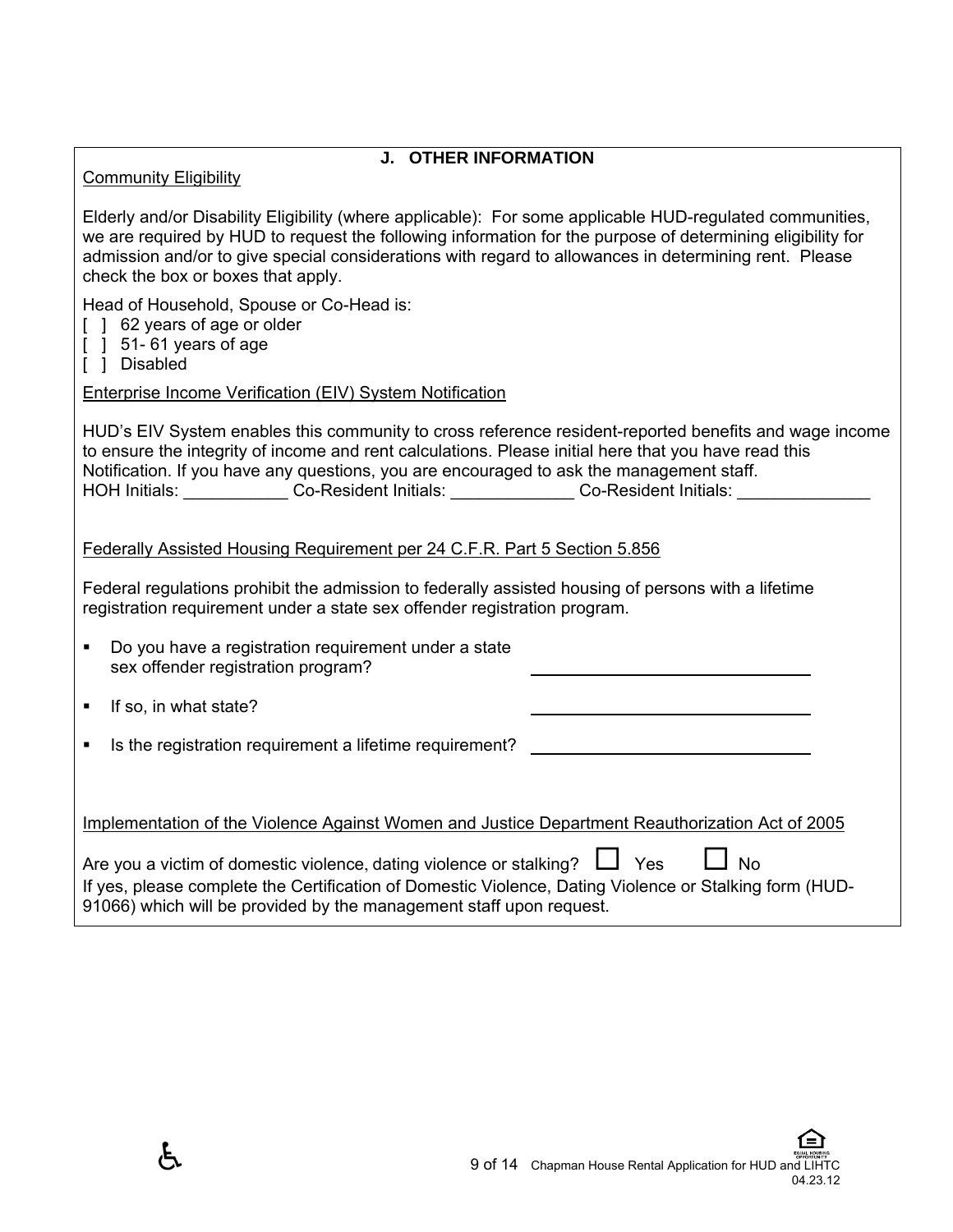## J. OTHER INFORMATION

Community Eligibility

Elderly and/or Disability Eligibility (where applicable): For some applicable HUD-regulated communities, we are required by HUD to request the following information for the purpose of determining eligibility for admission and/or to give special considerations with regard to allowances in determining rent. Please check the box or boxes that apply.

Head of Household, Spouse or Co-Head is:

[ ] 62 years of age or older
[ ] 51- 61 years of age
[ ] Disabled

Enterprise Income Verification (EIV) System Notification

HUD's EIV System enables this community to cross reference resident-reported benefits and wage income to ensure the integrity of income and rent calculations. Please initial here that you have read this Notification. If you have any questions, you are encouraged to ask the management staff.

HOH Initials: ___________ Co-Resident Initials: _____________ Co-Resident Initials: ______________

Federally Assisted Housing Requirement per 24 C.F.R. Part 5 Section 5.856

Federal regulations prohibit the admission to federally assisted housing of persons with a lifetime registration requirement under a state sex offender registration program.

- Do you have a registration requirement under a state sex offender registration program? ______________________________
- If so, in what state? ______________________________
- Is the registration requirement a lifetime requirement? ______________________________

Implementation of the Violence Against Women and Justice Department Reauthorization Act of 2005

Are you a victim of domestic violence, dating violence or stalking? ☐ Yes ☐ No

If yes, please complete the Certification of Domestic Violence, Dating Violence or Stalking form (HUD-91066) which will be provided by the management staff upon request.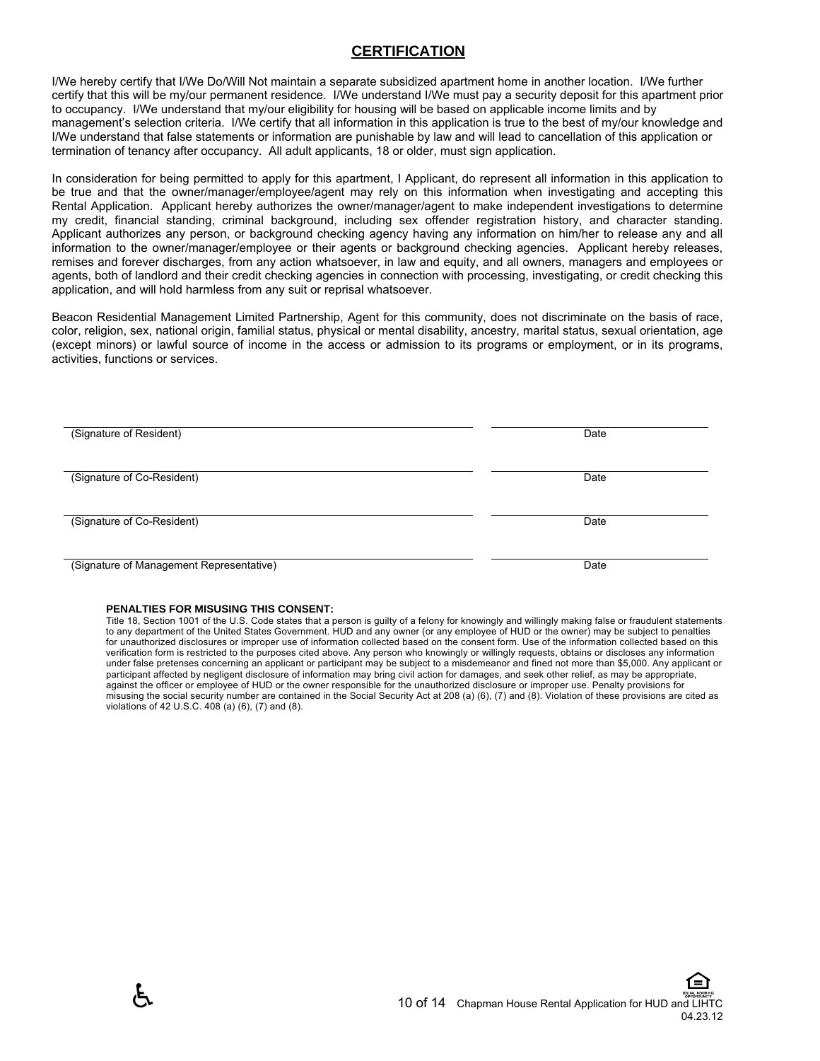## CERTIFICATION

I/We hereby certify that I/We Do/Will Not maintain a separate subsidized apartment home in another location. I/We further certify that this will be my/our permanent residence. I/We understand I/We must pay a security deposit for this apartment prior to occupancy. I/We understand that my/our eligibility for housing will be based on applicable income limits and by management's selection criteria. I/We certify that all information in this application is true to the best of my/our knowledge and I/We understand that false statements or information are punishable by law and will lead to cancellation of this application or termination of tenancy after occupancy. All adult applicants, 18 or older, must sign application.

In consideration for being permitted to apply for this apartment, I Applicant, do represent all information in this application to be true and that the owner/manager/employee/agent may rely on this information when investigating and accepting this Rental Application. Applicant hereby authorizes the owner/manager/agent to make independent investigations to determine my credit, financial standing, criminal background, including sex offender registration history, and character standing. Applicant authorizes any person, or background checking agency having any information on him/her to release any and all information to the owner/manager/employee or their agents or background checking agencies. Applicant hereby releases, remises and forever discharges, from any action whatsoever, in law and equity, and all owners, managers and employees or agents, both of landlord and their credit checking agencies in connection with processing, investigating, or credit checking this application, and will hold harmless from any suit or reprisal whatsoever.

Beacon Residential Management Limited Partnership, Agent for this community, does not discriminate on the basis of race, color, religion, sex, national origin, familial status, physical or mental disability, ancestry, marital status, sexual orientation, age (except minors) or lawful source of income in the access or admission to its programs or employment, or in its programs, activities, functions or services.

| | |
|---|---|
| ______________________________ | ______________ |
| (Signature of Resident) | Date |
| ______________________________ | ______________ |
| (Signature of Co-Resident) | Date |
| ______________________________ | ______________ |
| (Signature of Co-Resident) | Date |
| ______________________________ | ______________ |
| (Signature of Management Representative) | Date |

**PENALTIES FOR MISUSING THIS CONSENT:**

Title 18, Section 1001 of the U.S. Code states that a person is guilty of a felony for knowingly and willingly making false or fraudulent statements to any department of the United States Government. HUD and any owner (or any employee of HUD or the owner) may be subject to penalties for unauthorized disclosures or improper use of information collected based on the consent form. Use of the information collected based on this verification form is restricted to the purposes cited above. Any person who knowingly or willingly requests, obtains or discloses any information under false pretenses concerning an applicant or participant may be subject to a misdemeanor and fined not more than $5,000. Any applicant or participant affected by negligent disclosure of information may bring civil action for damages, and seek other relief, as may be appropriate, against the officer or employee of HUD or the owner responsible for the unauthorized disclosure or improper use. Penalty provisions for misusing the social security number are contained in the Social Security Act at 208 (a) (6), (7) and (8). Violation of these provisions are cited as violations of 42 U.S.C. 408 (a) (6), (7) and (8).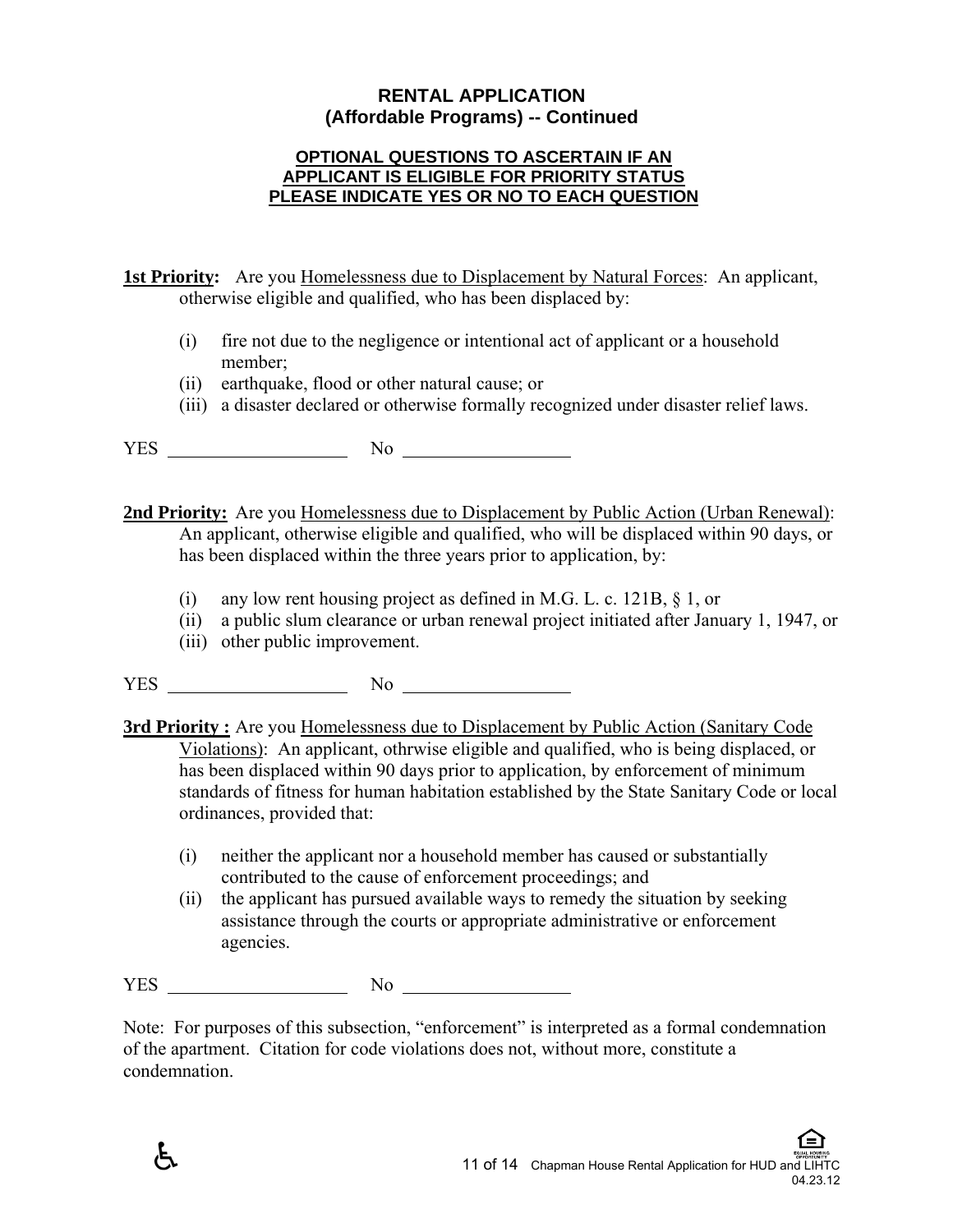# RENTAL APPLICATION
## (Affordable Programs) -- Continued

**OPTIONAL QUESTIONS TO ASCERTAIN IF AN APPLICANT IS ELIGIBLE FOR PRIORITY STATUS PLEASE INDICATE YES OR NO TO EACH QUESTION**

**1st Priority:** Are you Homelessness due to Displacement by Natural Forces: An applicant, otherwise eligible and qualified, who has been displaced by:

(i) fire not due to the negligence or intentional act of applicant or a household member;
(ii) earthquake, flood or other natural cause; or
(iii) a disaster declared or otherwise formally recognized under disaster relief laws.

YES ____________________ No ____________________

**2nd Priority:** Are you Homelessness due to Displacement by Public Action (Urban Renewal): An applicant, otherwise eligible and qualified, who will be displaced within 90 days, or has been displaced within the three years prior to application, by:

(i) any low rent housing project as defined in M.G. L. c. 121B, § 1, or
(ii) a public slum clearance or urban renewal project initiated after January 1, 1947, or
(iii) other public improvement.

YES ____________________ No ____________________

**3rd Priority :** Are you Homelessness due to Displacement by Public Action (Sanitary Code Violations): An applicant, othrwise eligible and qualified, who is being displaced, or has been displaced within 90 days prior to application, by enforcement of minimum standards of fitness for human habitation established by the State Sanitary Code or local ordinances, provided that:

(i) neither the applicant nor a household member has caused or substantially contributed to the cause of enforcement proceedings; and
(ii) the applicant has pursued available ways to remedy the situation by seeking assistance through the courts or appropriate administrative or enforcement agencies.

YES ____________________ No ____________________

Note: For purposes of this subsection, "enforcement" is interpreted as a formal condemnation of the apartment. Citation for code violations does not, without more, constitute a condemnation.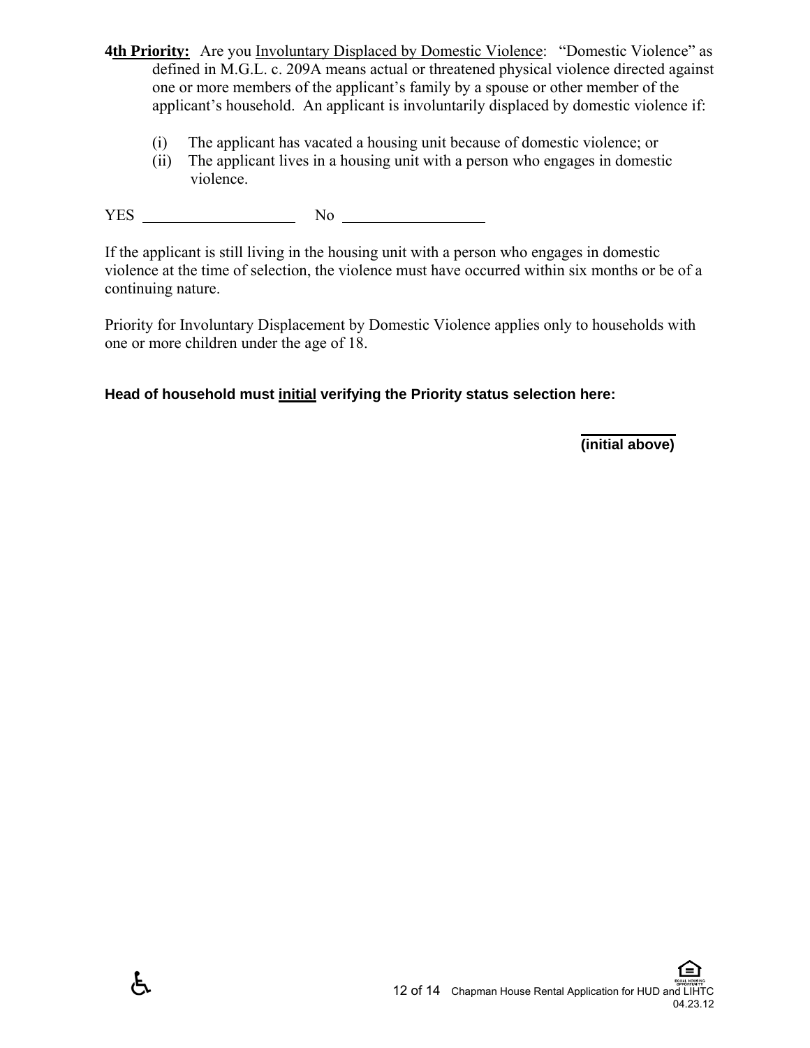**4th Priority:** Are you Involuntary Displaced by Domestic Violence: "Domestic Violence" as defined in M.G.L. c. 209A means actual or threatened physical violence directed against one or more members of the applicant's family by a spouse or other member of the applicant's household. An applicant is involuntarily displaced by domestic violence if:

(i) The applicant has vacated a housing unit because of domestic violence; or
(ii) The applicant lives in a housing unit with a person who engages in domestic violence.

YES ____________________ No ____________________

If the applicant is still living in the housing unit with a person who engages in domestic violence at the time of selection, the violence must have occurred within six months or be of a continuing nature.

Priority for Involuntary Displacement by Domestic Violence applies only to households with one or more children under the age of 18.

**Head of household must initial verifying the Priority status selection here:**

____________
**(initial above)**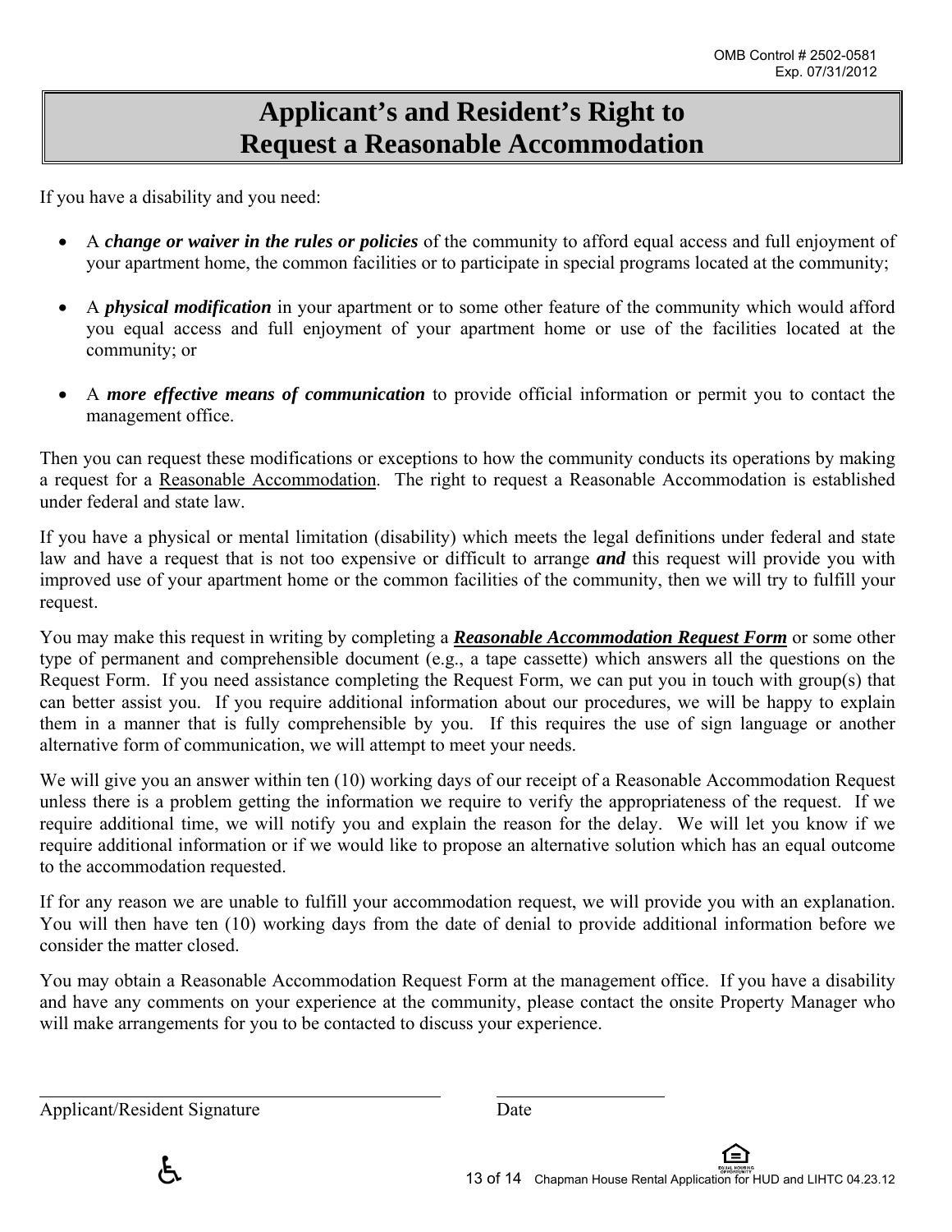OMB Control # 2502-0581
Exp. 07/31/2012

# Applicant's and Resident's Right to Request a Reasonable Accommodation

If you have a disability and you need:

- A ***change or waiver in the rules or policies*** of the community to afford equal access and full enjoyment of your apartment home, the common facilities or to participate in special programs located at the community;

- A ***physical modification*** in your apartment or to some other feature of the community which would afford you equal access and full enjoyment of your apartment home or use of the facilities located at the community; or

- A ***more effective means of communication*** to provide official information or permit you to contact the management office.

Then you can request these modifications or exceptions to how the community conducts its operations by making a request for a <u>Reasonable Accommodation</u>. The right to request a Reasonable Accommodation is established under federal and state law.

If you have a physical or mental limitation (disability) which meets the legal definitions under federal and state law and have a request that is not too expensive or difficult to arrange ***and*** this request will provide you with improved use of your apartment home or the common facilities of the community, then we will try to fulfill your request.

You may make this request in writing by completing a ***<u>Reasonable Accommodation Request Form</u>*** or some other type of permanent and comprehensible document (e.g., a tape cassette) which answers all the questions on the Request Form. If you need assistance completing the Request Form, we can put you in touch with group(s) that can better assist you. If you require additional information about our procedures, we will be happy to explain them in a manner that is fully comprehensible by you. If this requires the use of sign language or another alternative form of communication, we will attempt to meet your needs.

We will give you an answer within ten (10) working days of our receipt of a Reasonable Accommodation Request unless there is a problem getting the information we require to verify the appropriateness of the request. If we require additional time, we will notify you and explain the reason for the delay. We will let you know if we require additional information or if we would like to propose an alternative solution which has an equal outcome to the accommodation requested.

If for any reason we are unable to fulfill your accommodation request, we will provide you with an explanation. You will then have ten (10) working days from the date of denial to provide additional information before we consider the matter closed.

You may obtain a Reasonable Accommodation Request Form at the management office. If you have a disability and have any comments on your experience at the community, please contact the onsite Property Manager who will make arrangements for you to be contacted to discuss your experience.

______________________________ &nbsp;&nbsp;&nbsp;&nbsp; ______________

Applicant/Resident Signature &nbsp;&nbsp;&nbsp;&nbsp; Date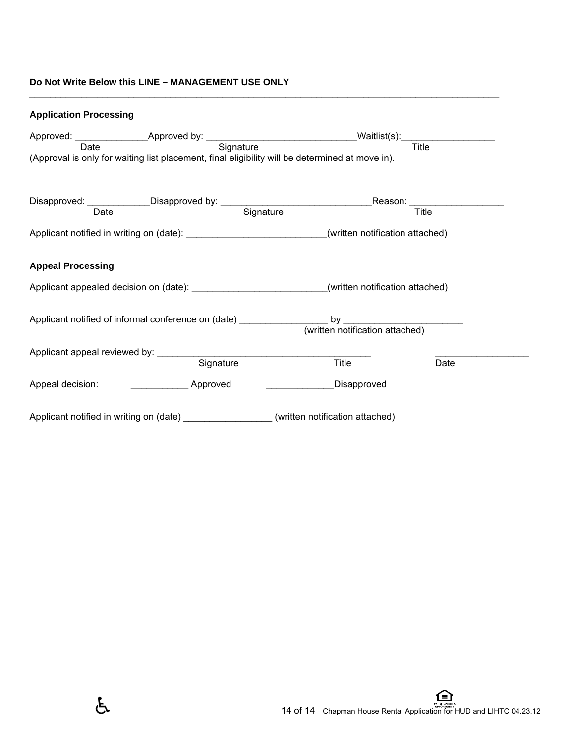**Do Not Write Below this LINE – MANAGEMENT USE ONLY**

---

**Application Processing**

Approved: ______________ Approved by: _____________________________ Waitlist(s): __________________

Date Signature Title

(Approval is only for waiting list placement, final eligibility will be determined at move in).

Disapproved: ____________ Disapproved by: _____________________________ Reason: __________________

Date Signature Title

Applicant notified in writing on (date): ___________________________(written notification attached)

**Appeal Processing**

Applicant appealed decision on (date): __________________________(written notification attached)

Applicant notified of informal conference on (date) _________________ by _______________________

(written notification attached)

Applicant appeal reviewed by: _________________________________________ __________________

Signature Title Date

Appeal decision: ___________ Approved _____________Disapproved

Applicant notified in writing on (date) _________________ (written notification attached)